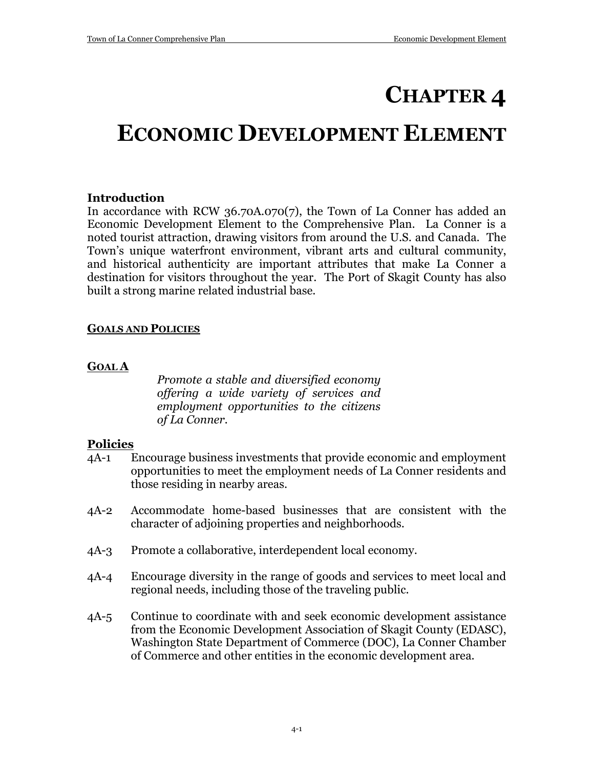# CHAPTER 4

# ECONOMIC DEVELOPMENT ELEMENT

### Introduction

In accordance with RCW 36.70A.070(7), the Town of La Conner has added an Economic Development Element to the Comprehensive Plan. La Conner is a noted tourist attraction, drawing visitors from around the U.S. and Canada. The Town's unique waterfront environment, vibrant arts and cultural community, and historical authenticity are important attributes that make La Conner a destination for visitors throughout the year. The Port of Skagit County has also built a strong marine related industrial base.

## GOALS AND POLICIES

### GOAL A

*Promote a stable and diversified economy offering a wide variety of services and employment opportunities to the citizens of La Conner.*

### Policies

4A-1 Encourage business investments that provide economic and employment opportunities to meet the employment needs of La Conner residents and those residing in nearby areas.

4A-2 Accommodate home-based businesses that are consistent with the character of adjoining properties and neighborhoods.

4A-3 Promote a collaborative, interdependent local economy.

4A-4 Encourage diversity in the range of goods and services to meet local and regional needs, including those of the traveling public.

4A-5 Continue to coordinate with and seek economic development assistance from the Economic Development Association of Skagit County (EDASC), Washington State Department of Commerce (DOC), La Conner Chamber of Commerce and other entities in the economic development area.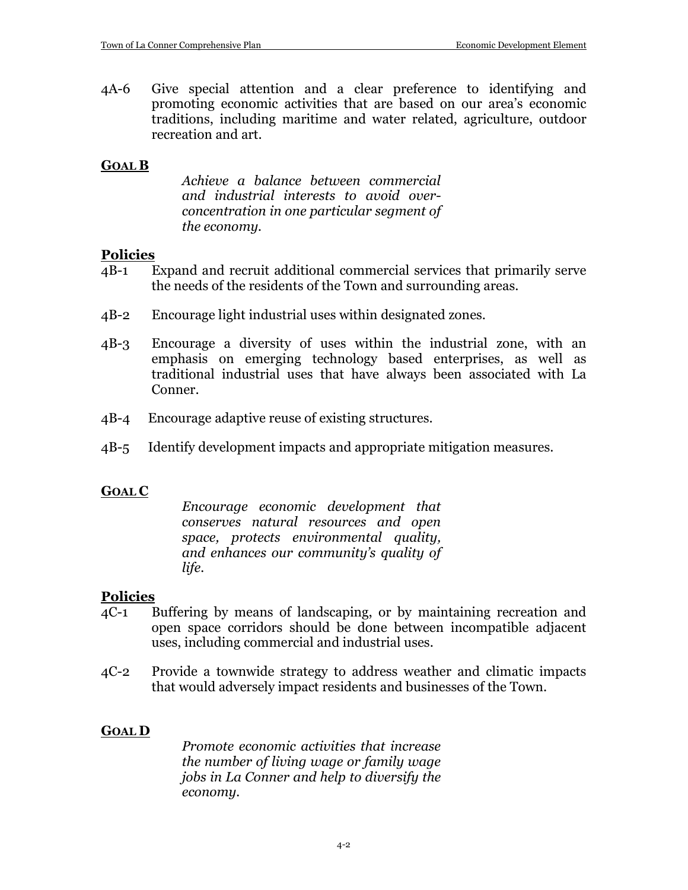4A-6 Give special attention and a clear preference to identifying and promoting economic activities that are based on our area's economic traditions, including maritime and water related, agriculture, outdoor recreation and art.

## GOAL B

*Achieve a balance between commercial and industrial interests to avoid over-concentration in one particular segment of the economy.*

### Policies

4B-1 Expand and recruit additional commercial services that primarily serve the needs of the residents of the Town and surrounding areas.

4B-2 Encourage light industrial uses within designated zones.

4B-3 Encourage a diversity of uses within the industrial zone, with an emphasis on emerging technology based enterprises, as well as traditional industrial uses that have always been associated with La Conner.

4B-4 Encourage adaptive reuse of existing structures.

4B-5 Identify development impacts and appropriate mitigation measures.

## GOAL C

*Encourage economic development that conserves natural resources and open space, protects environmental quality, and enhances our community's quality of life.*

### Policies

4C-1 Buffering by means of landscaping, or by maintaining recreation and open space corridors should be done between incompatible adjacent uses, including commercial and industrial uses.

4C-2 Provide a townwide strategy to address weather and climatic impacts that would adversely impact residents and businesses of the Town.

## GOAL D

*Promote economic activities that increase the number of living wage or family wage jobs in La Conner and help to diversify the economy.*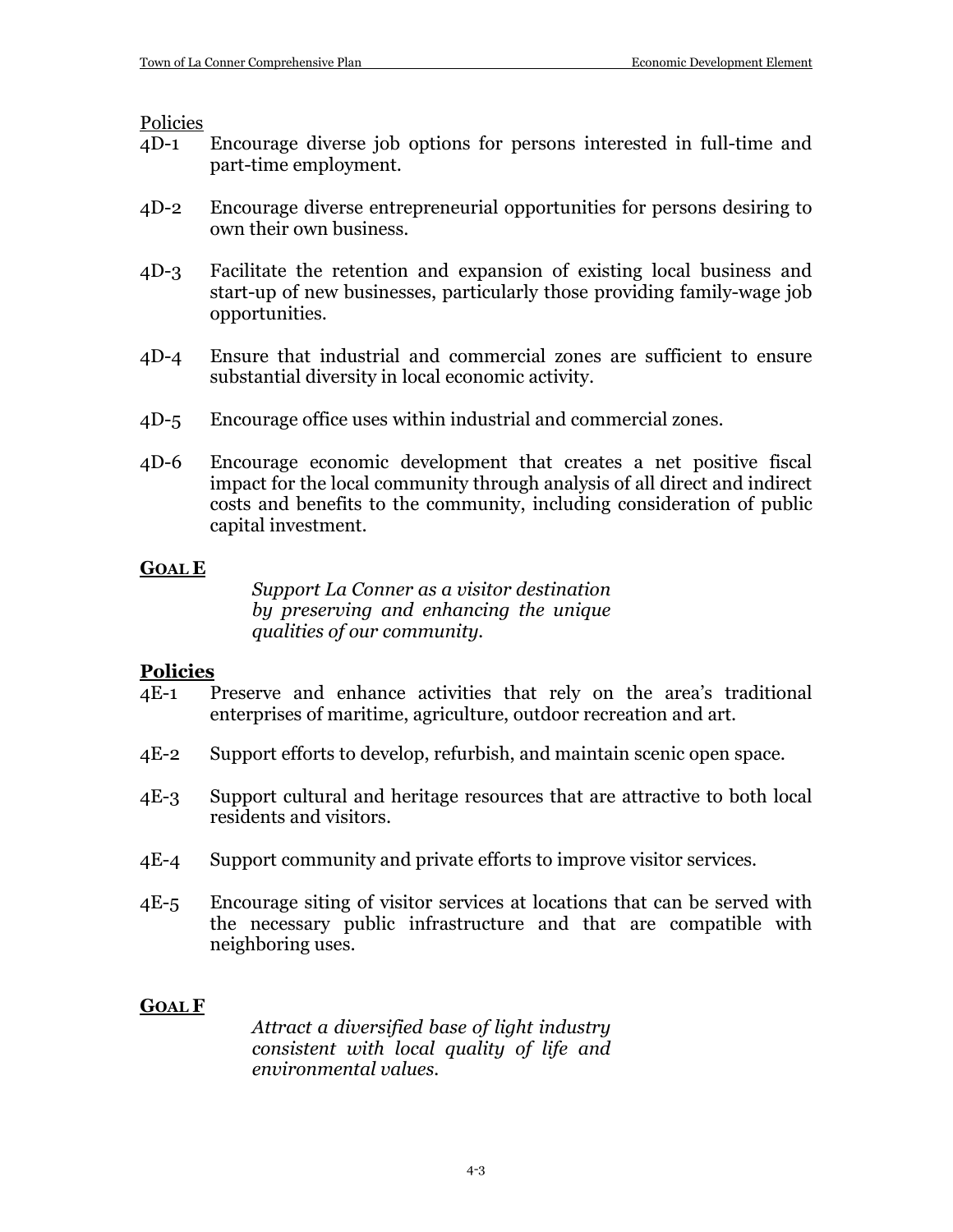Policies

4D-1 Encourage diverse job options for persons interested in full-time and part-time employment.

4D-2 Encourage diverse entrepreneurial opportunities for persons desiring to own their own business.

4D-3 Facilitate the retention and expansion of existing local business and start-up of new businesses, particularly those providing family-wage job opportunities.

4D-4 Ensure that industrial and commercial zones are sufficient to ensure substantial diversity in local economic activity.

4D-5 Encourage office uses within industrial and commercial zones.

4D-6 Encourage economic development that creates a net positive fiscal impact for the local community through analysis of all direct and indirect costs and benefits to the community, including consideration of public capital investment.

**GOAL E**

*Support La Conner as a visitor destination by preserving and enhancing the unique qualities of our community.*

**Policies**

4E-1 Preserve and enhance activities that rely on the area's traditional enterprises of maritime, agriculture, outdoor recreation and art.

4E-2 Support efforts to develop, refurbish, and maintain scenic open space.

4E-3 Support cultural and heritage resources that are attractive to both local residents and visitors.

4E-4 Support community and private efforts to improve visitor services.

4E-5 Encourage siting of visitor services at locations that can be served with the necessary public infrastructure and that are compatible with neighboring uses.

**GOAL F**

*Attract a diversified base of light industry consistent with local quality of life and environmental values.*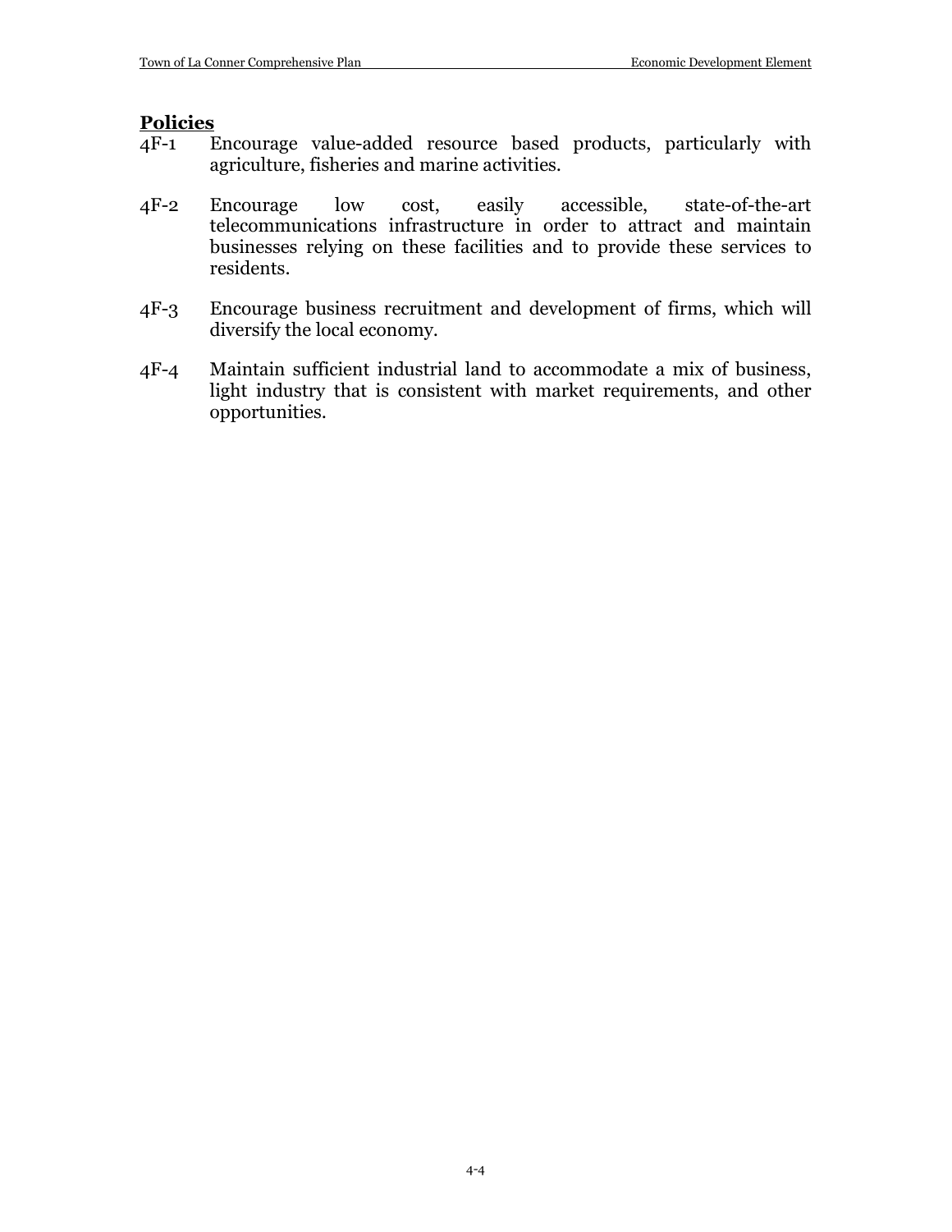**Policies**

4F-1 Encourage value-added resource based products, particularly with agriculture, fisheries and marine activities.

4F-2 Encourage low cost, easily accessible, state-of-the-art telecommunications infrastructure in order to attract and maintain businesses relying on these facilities and to provide these services to residents.

4F-3 Encourage business recruitment and development of firms, which will diversify the local economy.

4F-4 Maintain sufficient industrial land to accommodate a mix of business, light industry that is consistent with market requirements, and other opportunities.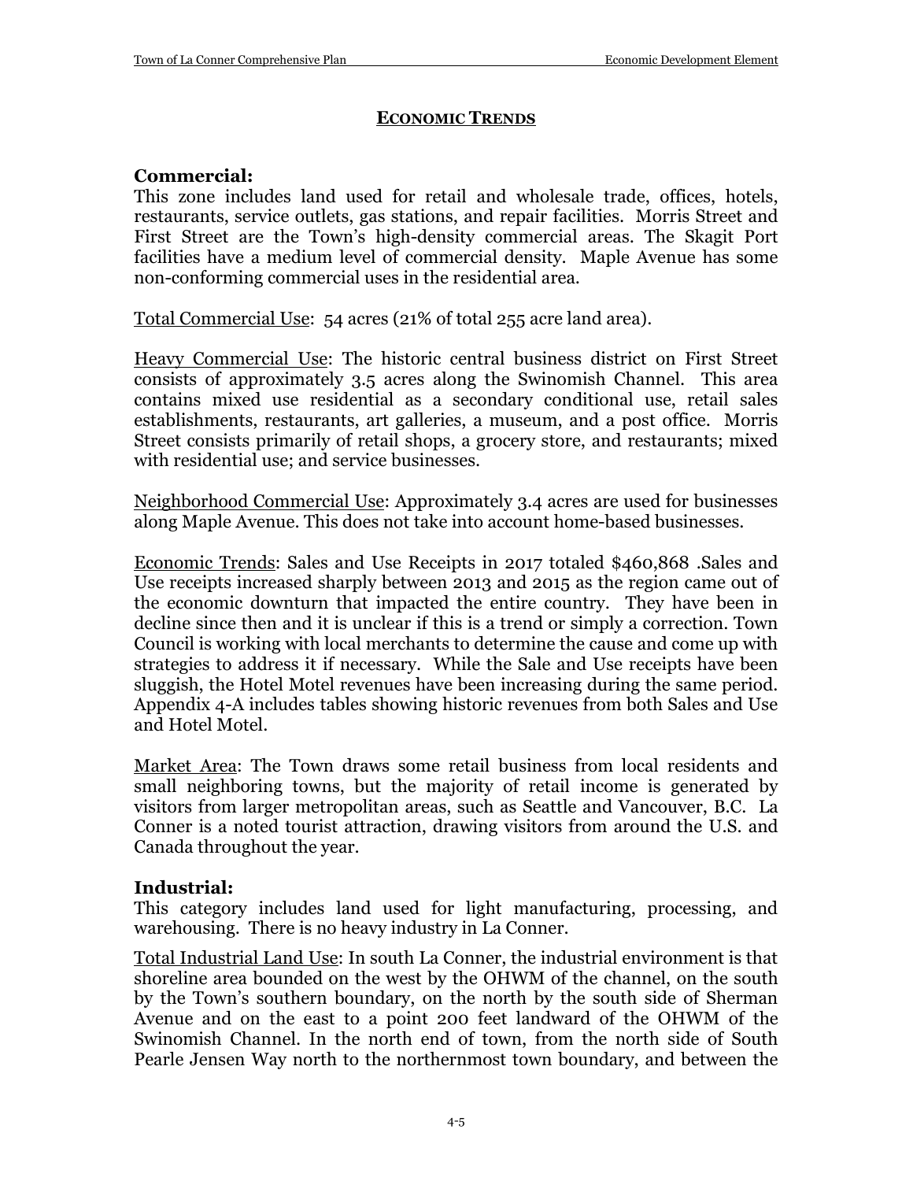## ECONOMIC TRENDS

### Commercial:

This zone includes land used for retail and wholesale trade, offices, hotels, restaurants, service outlets, gas stations, and repair facilities. Morris Street and First Street are the Town's high-density commercial areas. The Skagit Port facilities have a medium level of commercial density. Maple Avenue has some non-conforming commercial uses in the residential area.

Total Commercial Use: 54 acres (21% of total 255 acre land area).

Heavy Commercial Use: The historic central business district on First Street consists of approximately 3.5 acres along the Swinomish Channel. This area contains mixed use residential as a secondary conditional use, retail sales establishments, restaurants, art galleries, a museum, and a post office. Morris Street consists primarily of retail shops, a grocery store, and restaurants; mixed with residential use; and service businesses.

Neighborhood Commercial Use: Approximately 3.4 acres are used for businesses along Maple Avenue. This does not take into account home-based businesses.

Economic Trends: Sales and Use Receipts in 2017 totaled $460,868 .Sales and Use receipts increased sharply between 2013 and 2015 as the region came out of the economic downturn that impacted the entire country. They have been in decline since then and it is unclear if this is a trend or simply a correction. Town Council is working with local merchants to determine the cause and come up with strategies to address it if necessary. While the Sale and Use receipts have been sluggish, the Hotel Motel revenues have been increasing during the same period. Appendix 4-A includes tables showing historic revenues from both Sales and Use and Hotel Motel.

Market Area: The Town draws some retail business from local residents and small neighboring towns, but the majority of retail income is generated by visitors from larger metropolitan areas, such as Seattle and Vancouver, B.C. La Conner is a noted tourist attraction, drawing visitors from around the U.S. and Canada throughout the year.

### Industrial:

This category includes land used for light manufacturing, processing, and warehousing. There is no heavy industry in La Conner.

Total Industrial Land Use: In south La Conner, the industrial environment is that shoreline area bounded on the west by the OHWM of the channel, on the south by the Town's southern boundary, on the north by the south side of Sherman Avenue and on the east to a point 200 feet landward of the OHWM of the Swinomish Channel. In the north end of town, from the north side of South Pearle Jensen Way north to the northernmost town boundary, and between the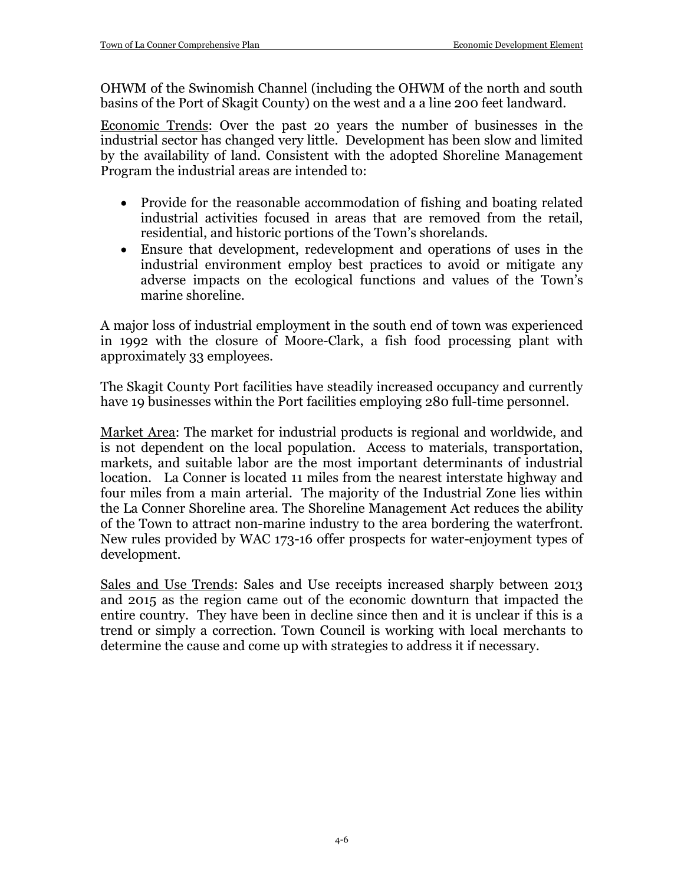OHWM of the Swinomish Channel (including the OHWM of the north and south basins of the Port of Skagit County) on the west and a a line 200 feet landward.

<u>Economic Trends</u>: Over the past 20 years the number of businesses in the industrial sector has changed very little. Development has been slow and limited by the availability of land. Consistent with the adopted Shoreline Management Program the industrial areas are intended to:

- Provide for the reasonable accommodation of fishing and boating related industrial activities focused in areas that are removed from the retail, residential, and historic portions of the Town's shorelands.
- Ensure that development, redevelopment and operations of uses in the industrial environment employ best practices to avoid or mitigate any adverse impacts on the ecological functions and values of the Town's marine shoreline.

A major loss of industrial employment in the south end of town was experienced in 1992 with the closure of Moore-Clark, a fish food processing plant with approximately 33 employees.

The Skagit County Port facilities have steadily increased occupancy and currently have 19 businesses within the Port facilities employing 280 full-time personnel.

<u>Market Area</u>: The market for industrial products is regional and worldwide, and is not dependent on the local population. Access to materials, transportation, markets, and suitable labor are the most important determinants of industrial location. La Conner is located 11 miles from the nearest interstate highway and four miles from a main arterial. The majority of the Industrial Zone lies within the La Conner Shoreline area. The Shoreline Management Act reduces the ability of the Town to attract non-marine industry to the area bordering the waterfront. New rules provided by WAC 173-16 offer prospects for water-enjoyment types of development.

<u>Sales and Use Trends</u>: Sales and Use receipts increased sharply between 2013 and 2015 as the region came out of the economic downturn that impacted the entire country. They have been in decline since then and it is unclear if this is a trend or simply a correction. Town Council is working with local merchants to determine the cause and come up with strategies to address it if necessary.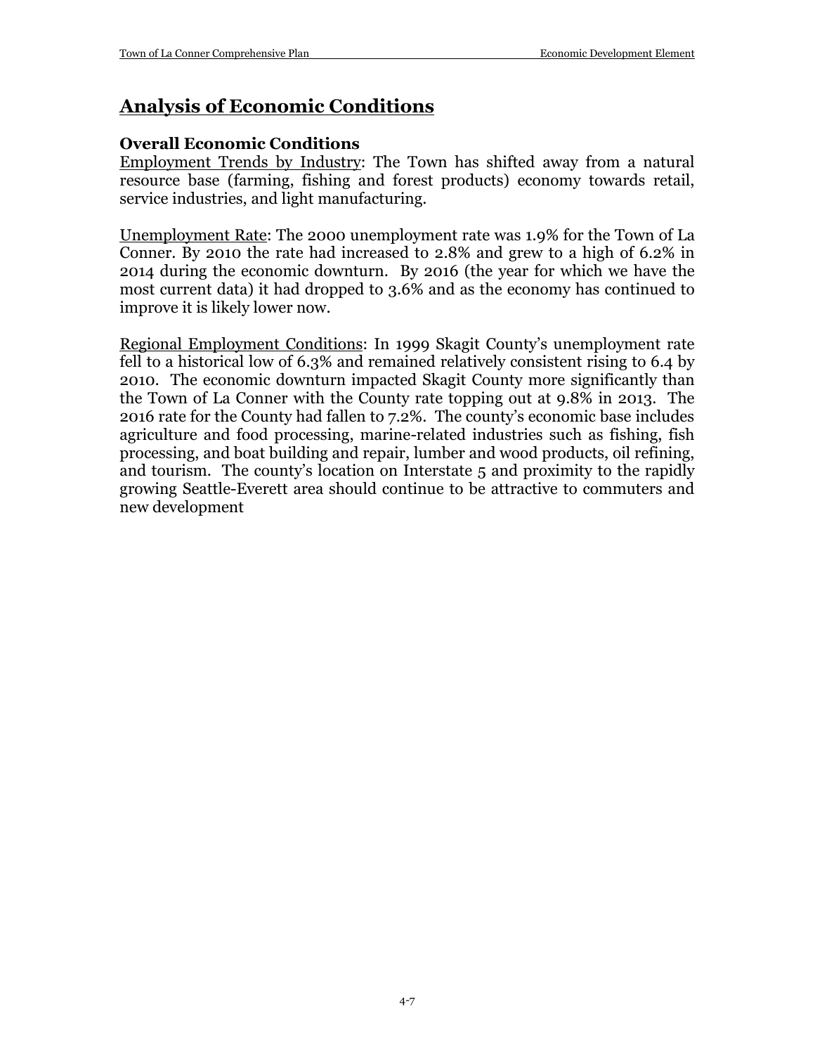## Analysis of Economic Conditions

### Overall Economic Conditions

Employment Trends by Industry: The Town has shifted away from a natural resource base (farming, fishing and forest products) economy towards retail, service industries, and light manufacturing.

Unemployment Rate: The 2000 unemployment rate was 1.9% for the Town of La Conner. By 2010 the rate had increased to 2.8% and grew to a high of 6.2% in 2014 during the economic downturn. By 2016 (the year for which we have the most current data) it had dropped to 3.6% and as the economy has continued to improve it is likely lower now.

Regional Employment Conditions: In 1999 Skagit County's unemployment rate fell to a historical low of 6.3% and remained relatively consistent rising to 6.4 by 2010. The economic downturn impacted Skagit County more significantly than the Town of La Conner with the County rate topping out at 9.8% in 2013. The 2016 rate for the County had fallen to 7.2%. The county's economic base includes agriculture and food processing, marine-related industries such as fishing, fish processing, and boat building and repair, lumber and wood products, oil refining, and tourism. The county's location on Interstate 5 and proximity to the rapidly growing Seattle-Everett area should continue to be attractive to commuters and new development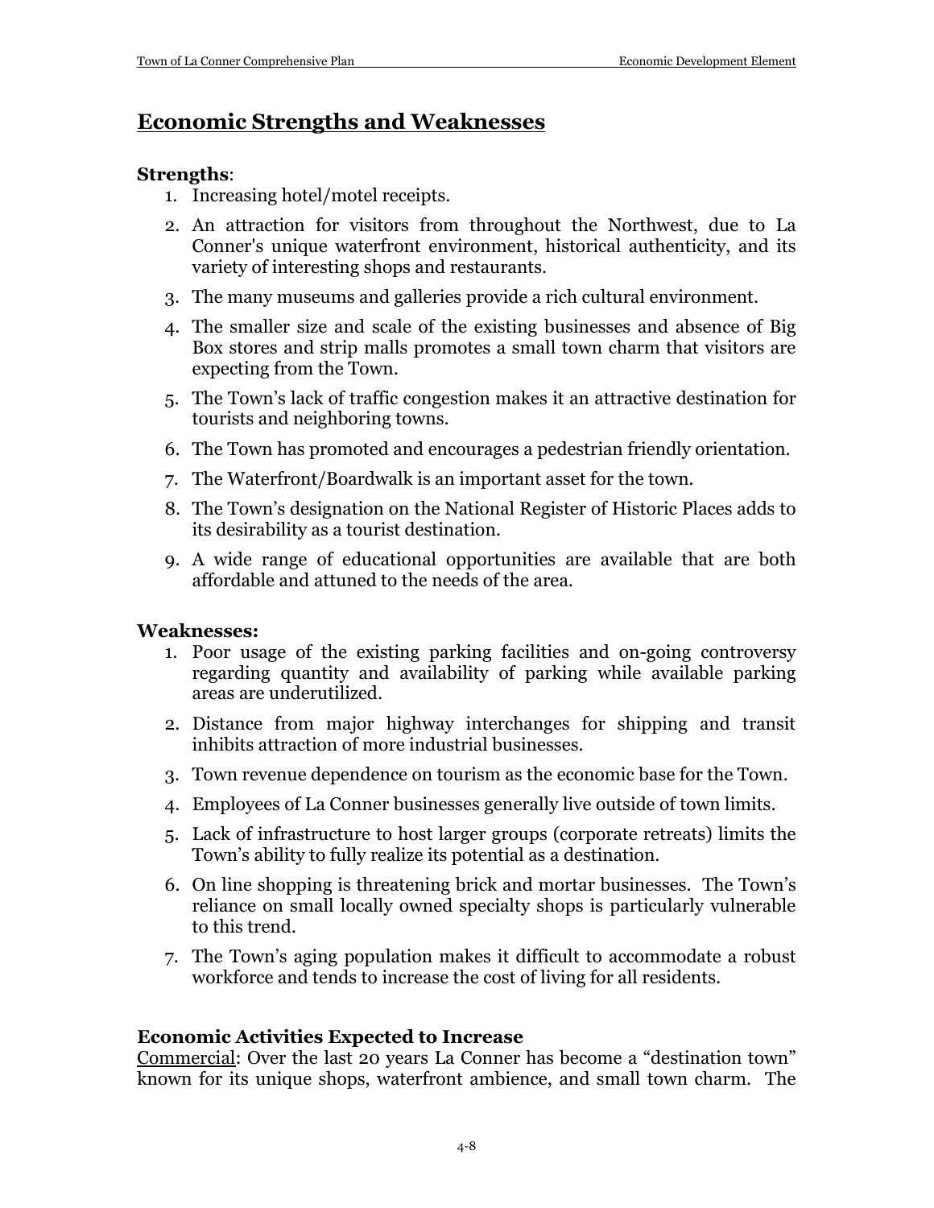## Economic Strengths and Weaknesses

**Strengths**:

1. Increasing hotel/motel receipts.
2. An attraction for visitors from throughout the Northwest, due to La Conner's unique waterfront environment, historical authenticity, and its variety of interesting shops and restaurants.
3. The many museums and galleries provide a rich cultural environment.
4. The smaller size and scale of the existing businesses and absence of Big Box stores and strip malls promotes a small town charm that visitors are expecting from the Town.
5. The Town's lack of traffic congestion makes it an attractive destination for tourists and neighboring towns.
6. The Town has promoted and encourages a pedestrian friendly orientation.
7. The Waterfront/Boardwalk is an important asset for the town.
8. The Town's designation on the National Register of Historic Places adds to its desirability as a tourist destination.
9. A wide range of educational opportunities are available that are both affordable and attuned to the needs of the area.

**Weaknesses:**

1. Poor usage of the existing parking facilities and on-going controversy regarding quantity and availability of parking while available parking areas are underutilized.
2. Distance from major highway interchanges for shipping and transit inhibits attraction of more industrial businesses.
3. Town revenue dependence on tourism as the economic base for the Town.
4. Employees of La Conner businesses generally live outside of town limits.
5. Lack of infrastructure to host larger groups (corporate retreats) limits the Town's ability to fully realize its potential as a destination.
6. On line shopping is threatening brick and mortar businesses. The Town's reliance on small locally owned specialty shops is particularly vulnerable to this trend.
7. The Town's aging population makes it difficult to accommodate a robust workforce and tends to increase the cost of living for all residents.

### Economic Activities Expected to Increase

Commercial: Over the last 20 years La Conner has become a "destination town" known for its unique shops, waterfront ambience, and small town charm. The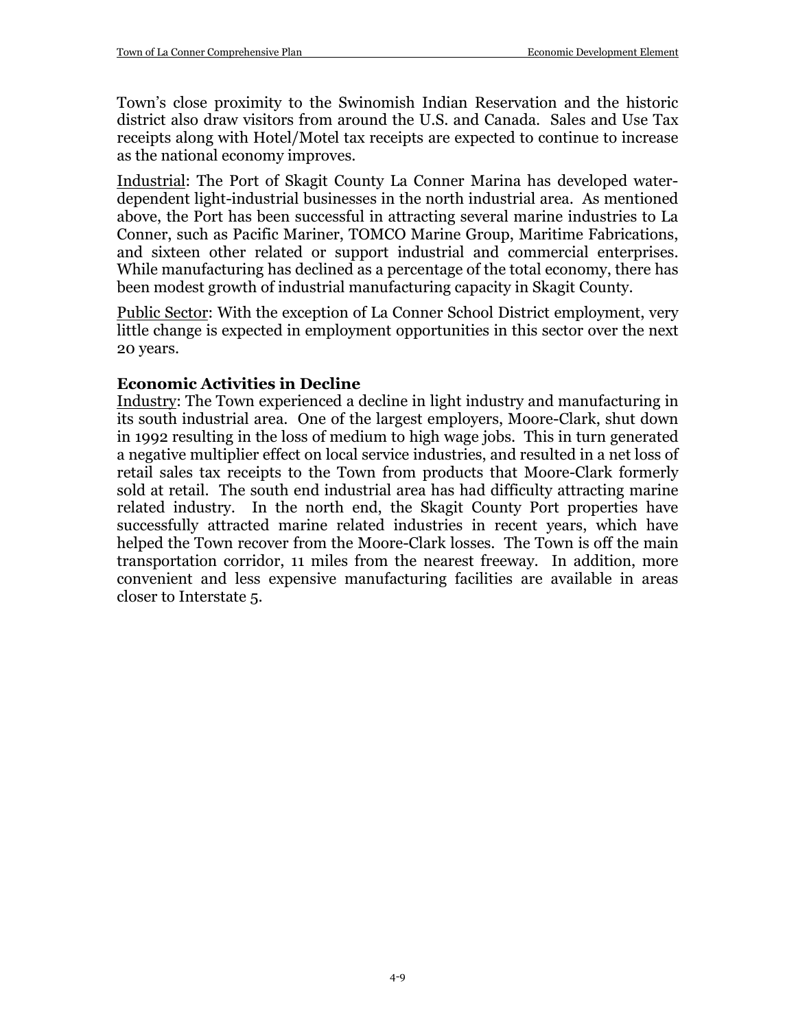Town's close proximity to the Swinomish Indian Reservation and the historic district also draw visitors from around the U.S. and Canada. Sales and Use Tax receipts along with Hotel/Motel tax receipts are expected to continue to increase as the national economy improves.

Industrial: The Port of Skagit County La Conner Marina has developed water-dependent light-industrial businesses in the north industrial area. As mentioned above, the Port has been successful in attracting several marine industries to La Conner, such as Pacific Mariner, TOMCO Marine Group, Maritime Fabrications, and sixteen other related or support industrial and commercial enterprises. While manufacturing has declined as a percentage of the total economy, there has been modest growth of industrial manufacturing capacity in Skagit County.

Public Sector: With the exception of La Conner School District employment, very little change is expected in employment opportunities in this sector over the next 20 years.

### Economic Activities in Decline

Industry: The Town experienced a decline in light industry and manufacturing in its south industrial area. One of the largest employers, Moore-Clark, shut down in 1992 resulting in the loss of medium to high wage jobs. This in turn generated a negative multiplier effect on local service industries, and resulted in a net loss of retail sales tax receipts to the Town from products that Moore-Clark formerly sold at retail. The south end industrial area has had difficulty attracting marine related industry. In the north end, the Skagit County Port properties have successfully attracted marine related industries in recent years, which have helped the Town recover from the Moore-Clark losses. The Town is off the main transportation corridor, 11 miles from the nearest freeway. In addition, more convenient and less expensive manufacturing facilities are available in areas closer to Interstate 5.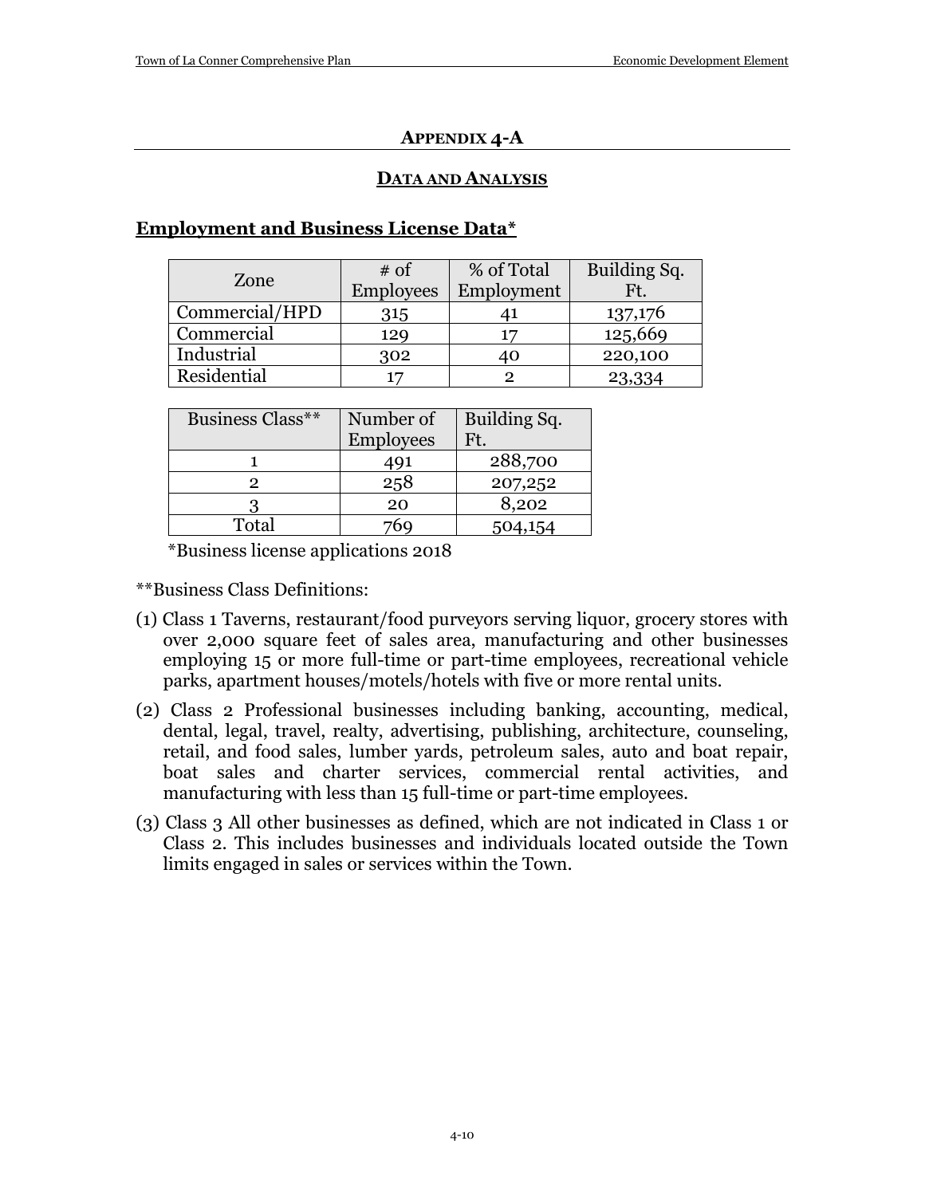## APPENDIX 4-A

### DATA AND ANALYSIS

### Employment and Business License Data*

| Zone | # of Employees | % of Total Employment | Building Sq. Ft. |
|---|---|---|---|
| Commercial/HPD | 315 | 41 | 137,176 |
| Commercial | 129 | 17 | 125,669 |
| Industrial | 302 | 40 | 220,100 |
| Residential | 17 | 2 | 23,334 |

| Business Class** | Number of Employees | Building Sq. Ft. |
|---|---|---|
| 1 | 491 | 288,700 |
| 2 | 258 | 207,252 |
| 3 | 20 | 8,202 |
| Total | 769 | 504,154 |

*Business license applications 2018

**Business Class Definitions:

(1) Class 1 Taverns, restaurant/food purveyors serving liquor, grocery stores with over 2,000 square feet of sales area, manufacturing and other businesses employing 15 or more full-time or part-time employees, recreational vehicle parks, apartment houses/motels/hotels with five or more rental units.

(2) Class 2 Professional businesses including banking, accounting, medical, dental, legal, travel, realty, advertising, publishing, architecture, counseling, retail, and food sales, lumber yards, petroleum sales, auto and boat repair, boat sales and charter services, commercial rental activities, and manufacturing with less than 15 full-time or part-time employees.

(3) Class 3 All other businesses as defined, which are not indicated in Class 1 or Class 2. This includes businesses and individuals located outside the Town limits engaged in sales or services within the Town.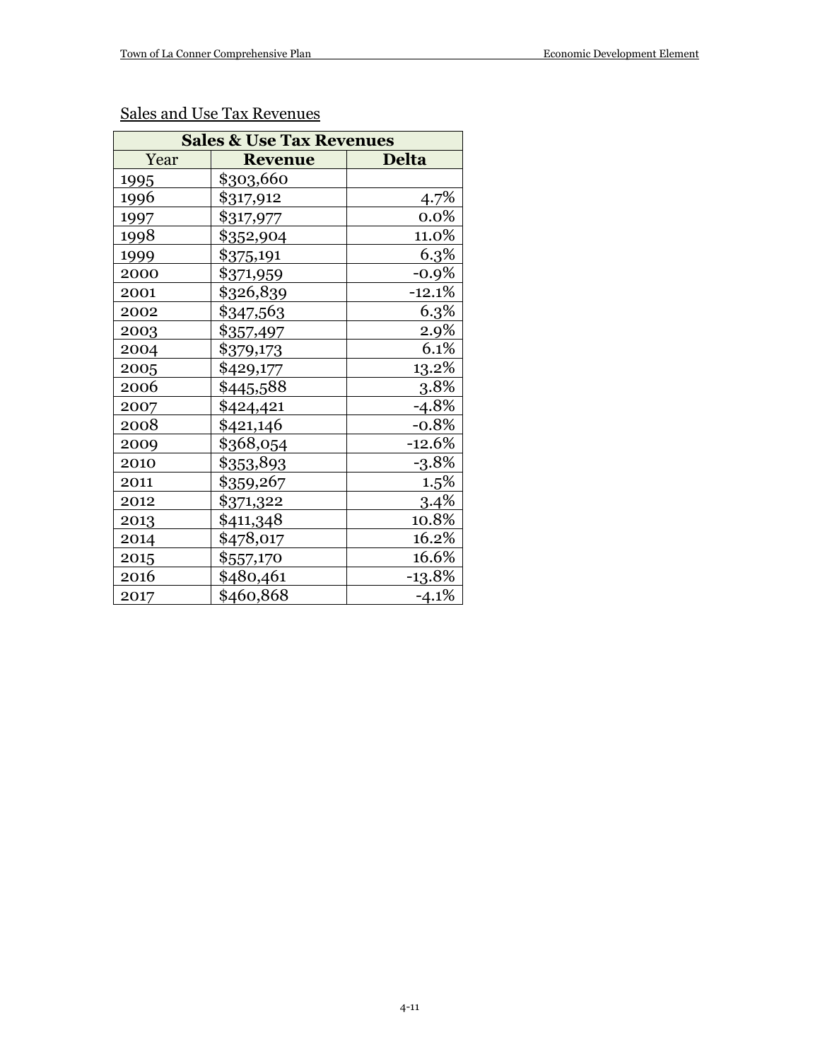Sales and Use Tax Revenues

| Sales & Use Tax Revenues | | |
|---|---|---|
| Year | Revenue | Delta |
| 1995 | $303,660 | |
| 1996 | $317,912 | 4.7% |
| 1997 | $317,977 | 0.0% |
| 1998 | $352,904 | 11.0% |
| 1999 | $375,191 | 6.3% |
| 2000 | $371,959 | -0.9% |
| 2001 | $326,839 | -12.1% |
| 2002 | $347,563 | 6.3% |
| 2003 | $357,497 | 2.9% |
| 2004 | $379,173 | 6.1% |
| 2005 | $429,177 | 13.2% |
| 2006 | $445,588 | 3.8% |
| 2007 | $424,421 | -4.8% |
| 2008 | $421,146 | -0.8% |
| 2009 | $368,054 | -12.6% |
| 2010 | $353,893 | -3.8% |
| 2011 | $359,267 | 1.5% |
| 2012 | $371,322 | 3.4% |
| 2013 | $411,348 | 10.8% |
| 2014 | $478,017 | 16.2% |
| 2015 | $557,170 | 16.6% |
| 2016 | $480,461 | -13.8% |
| 2017 | $460,868 | -4.1% |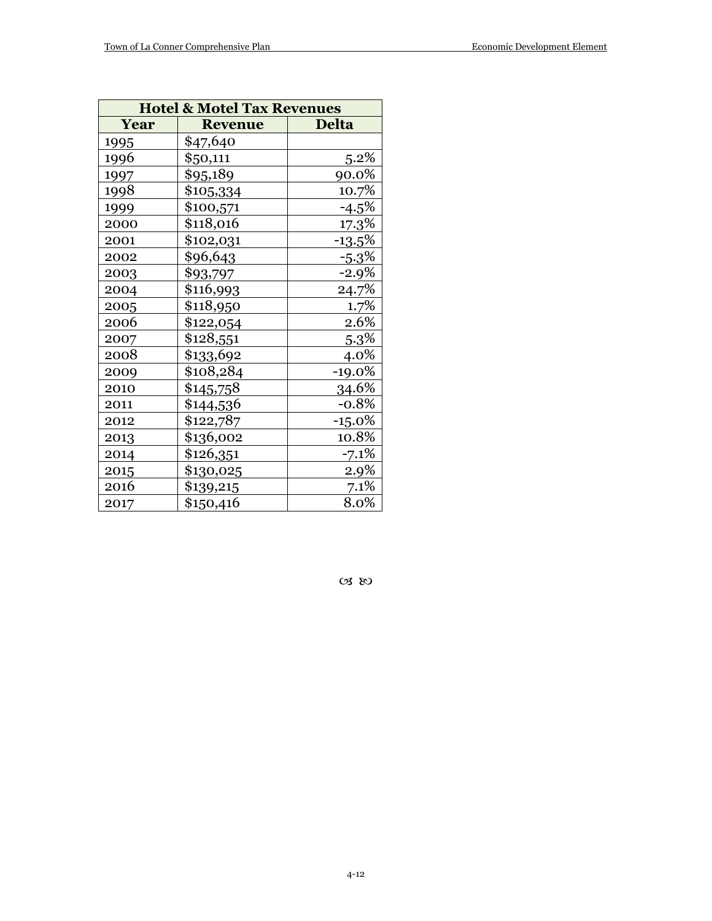| Hotel & Motel Tax Revenues | | |
|---|---|---|
| **Year** | **Revenue** | **Delta** |
| 1995 | $47,640 | |
| 1996 | $50,111 | 5.2% |
| 1997 | $95,189 | 90.0% |
| 1998 | $105,334 | 10.7% |
| 1999 | $100,571 | -4.5% |
| 2000 | $118,016 | 17.3% |
| 2001 | $102,031 | -13.5% |
| 2002 | $96,643 | -5.3% |
| 2003 | $93,797 | -2.9% |
| 2004 | $116,993 | 24.7% |
| 2005 | $118,950 | 1.7% |
| 2006 | $122,054 | 2.6% |
| 2007 | $128,551 | 5.3% |
| 2008 | $133,692 | 4.0% |
| 2009 | $108,284 | -19.0% |
| 2010 | $145,758 | 34.6% |
| 2011 | $144,536 | -0.8% |
| 2012 | $122,787 | -15.0% |
| 2013 | $136,002 | 10.8% |
| 2014 | $126,351 | -7.1% |
| 2015 | $130,025 | 2.9% |
| 2016 | $139,215 | 7.1% |
| 2017 | $150,416 | 8.0% |

☙ ❧